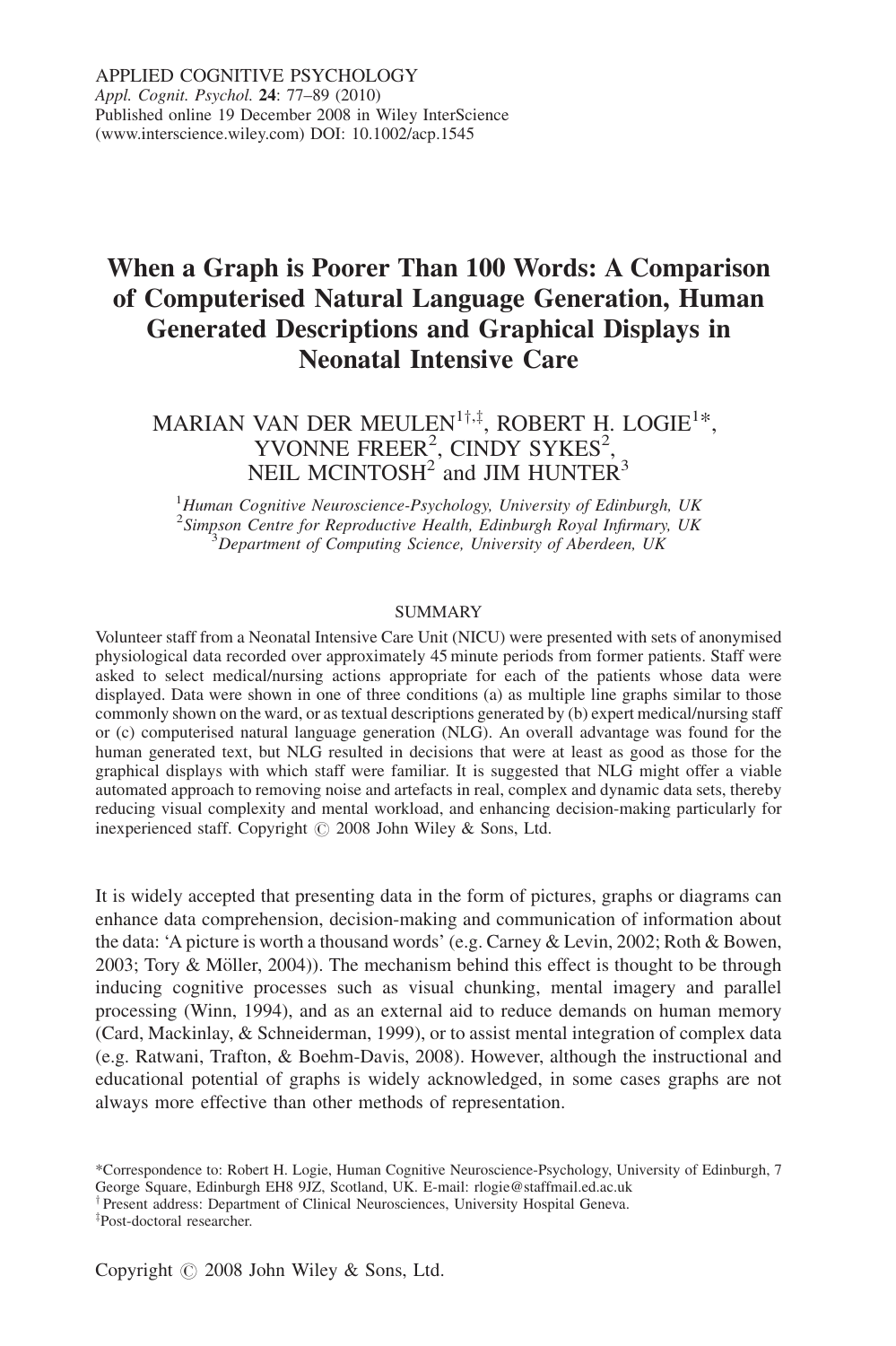APPLIED COGNITIVE PSYCHOLOGY
*Appl. Cognit. Psychol.* **24**: 77–89 (2010)
Published online 19 December 2008 in Wiley InterScience
(www.interscience.wiley.com) DOI: 10.1002/acp.1545

# When a Graph is Poorer Than 100 Words: A Comparison of Computerised Natural Language Generation, Human Generated Descriptions and Graphical Displays in Neonatal Intensive Care

MARIAN VAN DER MEULEN[1†,‡], ROBERT H. LOGIE[1*], YVONNE FREER[2], CINDY SYKES[2], NEIL MCINTOSH[2] and JIM HUNTER[3]

[1] *Human Cognitive Neuroscience-Psychology, University of Edinburgh, UK*
[2] *Simpson Centre for Reproductive Health, Edinburgh Royal Infirmary, UK*
[3] *Department of Computing Science, University of Aberdeen, UK*

## SUMMARY

Volunteer staff from a Neonatal Intensive Care Unit (NICU) were presented with sets of anonymised physiological data recorded over approximately 45 minute periods from former patients. Staff were asked to select medical/nursing actions appropriate for each of the patients whose data were displayed. Data were shown in one of three conditions (a) as multiple line graphs similar to those commonly shown on the ward, or as textual descriptions generated by (b) expert medical/nursing staff or (c) computerised natural language generation (NLG). An overall advantage was found for the human generated text, but NLG resulted in decisions that were at least as good as those for the graphical displays with which staff were familiar. It is suggested that NLG might offer a viable automated approach to removing noise and artefacts in real, complex and dynamic data sets, thereby reducing visual complexity and mental workload, and enhancing decision-making particularly for inexperienced staff. Copyright © 2008 John Wiley & Sons, Ltd.

It is widely accepted that presenting data in the form of pictures, graphs or diagrams can enhance data comprehension, decision-making and communication of information about the data: 'A picture is worth a thousand words' (e.g. Carney & Levin, 2002; Roth & Bowen, 2003; Tory & Möller, 2004)). The mechanism behind this effect is thought to be through inducing cognitive processes such as visual chunking, mental imagery and parallel processing (Winn, 1994), and as an external aid to reduce demands on human memory (Card, Mackinlay, & Schneiderman, 1999), or to assist mental integration of complex data (e.g. Ratwani, Trafton, & Boehm-Davis, 2008). However, although the instructional and educational potential of graphs is widely acknowledged, in some cases graphs are not always more effective than other methods of representation.

*Correspondence to: Robert H. Logie, Human Cognitive Neuroscience-Psychology, University of Edinburgh, 7 George Square, Edinburgh EH8 9JZ, Scotland, UK. E-mail: rlogie@staffmail.ed.ac.uk
† Present address: Department of Clinical Neurosciences, University Hospital Geneva.
‡ Post-doctoral researcher.

Copyright © 2008 John Wiley & Sons, Ltd.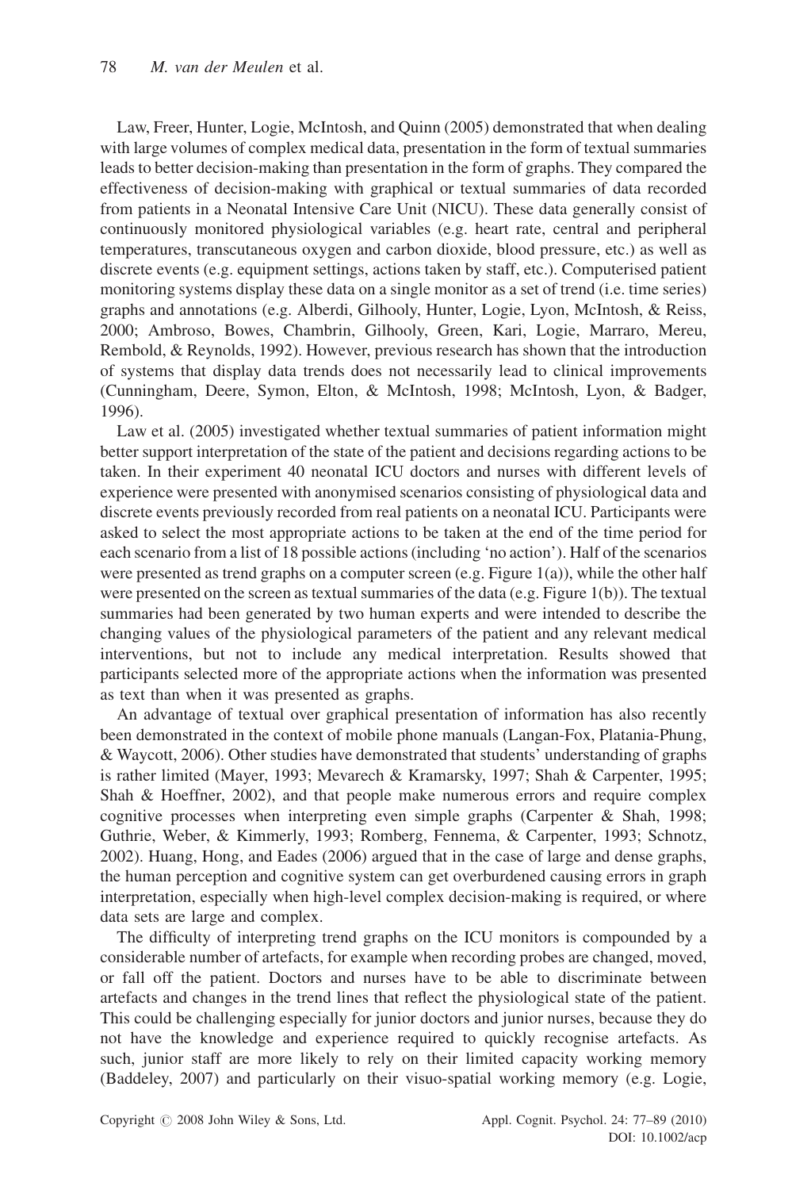Law, Freer, Hunter, Logie, McIntosh, and Quinn (2005) demonstrated that when dealing with large volumes of complex medical data, presentation in the form of textual summaries leads to better decision-making than presentation in the form of graphs. They compared the effectiveness of decision-making with graphical or textual summaries of data recorded from patients in a Neonatal Intensive Care Unit (NICU). These data generally consist of continuously monitored physiological variables (e.g. heart rate, central and peripheral temperatures, transcutaneous oxygen and carbon dioxide, blood pressure, etc.) as well as discrete events (e.g. equipment settings, actions taken by staff, etc.). Computerised patient monitoring systems display these data on a single monitor as a set of trend (i.e. time series) graphs and annotations (e.g. Alberdi, Gilhooly, Hunter, Logie, Lyon, McIntosh, & Reiss, 2000; Ambroso, Bowes, Chambrin, Gilhooly, Green, Kari, Logie, Marraro, Mereu, Rembold, & Reynolds, 1992). However, previous research has shown that the introduction of systems that display data trends does not necessarily lead to clinical improvements (Cunningham, Deere, Symon, Elton, & McIntosh, 1998; McIntosh, Lyon, & Badger, 1996).

Law et al. (2005) investigated whether textual summaries of patient information might better support interpretation of the state of the patient and decisions regarding actions to be taken. In their experiment 40 neonatal ICU doctors and nurses with different levels of experience were presented with anonymised scenarios consisting of physiological data and discrete events previously recorded from real patients on a neonatal ICU. Participants were asked to select the most appropriate actions to be taken at the end of the time period for each scenario from a list of 18 possible actions (including 'no action'). Half of the scenarios were presented as trend graphs on a computer screen (e.g. Figure 1(a)), while the other half were presented on the screen as textual summaries of the data (e.g. Figure 1(b)). The textual summaries had been generated by two human experts and were intended to describe the changing values of the physiological parameters of the patient and any relevant medical interventions, but not to include any medical interpretation. Results showed that participants selected more of the appropriate actions when the information was presented as text than when it was presented as graphs.

An advantage of textual over graphical presentation of information has also recently been demonstrated in the context of mobile phone manuals (Langan-Fox, Platania-Phung, & Waycott, 2006). Other studies have demonstrated that students' understanding of graphs is rather limited (Mayer, 1993; Mevarech & Kramarsky, 1997; Shah & Carpenter, 1995; Shah & Hoeffner, 2002), and that people make numerous errors and require complex cognitive processes when interpreting even simple graphs (Carpenter & Shah, 1998; Guthrie, Weber, & Kimmerly, 1993; Romberg, Fennema, & Carpenter, 1993; Schnotz, 2002). Huang, Hong, and Eades (2006) argued that in the case of large and dense graphs, the human perception and cognitive system can get overburdened causing errors in graph interpretation, especially when high-level complex decision-making is required, or where data sets are large and complex.

The difficulty of interpreting trend graphs on the ICU monitors is compounded by a considerable number of artefacts, for example when recording probes are changed, moved, or fall off the patient. Doctors and nurses have to be able to discriminate between artefacts and changes in the trend lines that reflect the physiological state of the patient. This could be challenging especially for junior doctors and junior nurses, because they do not have the knowledge and experience required to quickly recognise artefacts. As such, junior staff are more likely to rely on their limited capacity working memory (Baddeley, 2007) and particularly on their visuo-spatial working memory (e.g. Logie,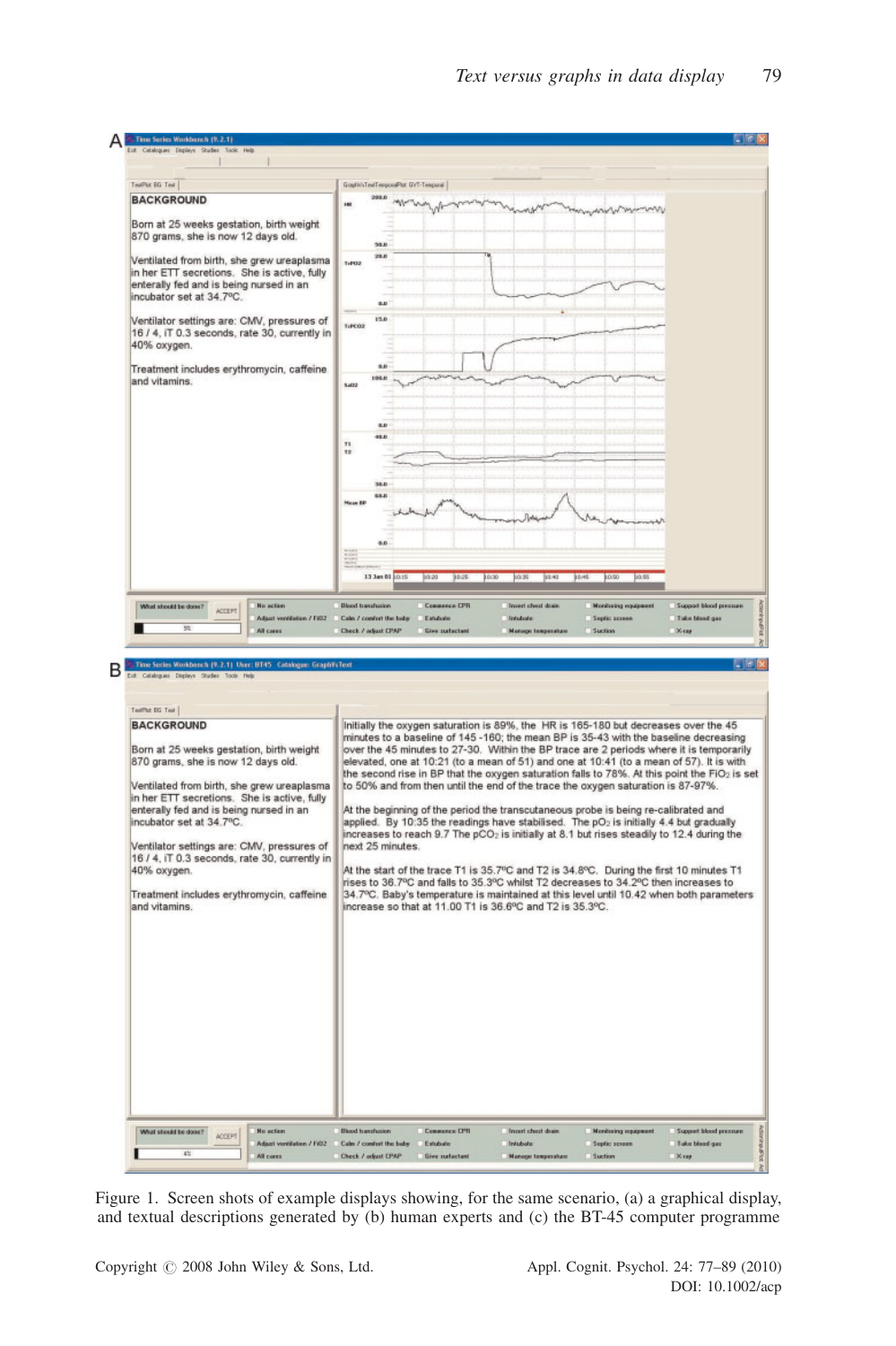Figure 1. Screen shots of example displays showing, for the same scenario, (a) a graphical display, and textual descriptions generated by (b) human experts and (c) the BT-45 computer programme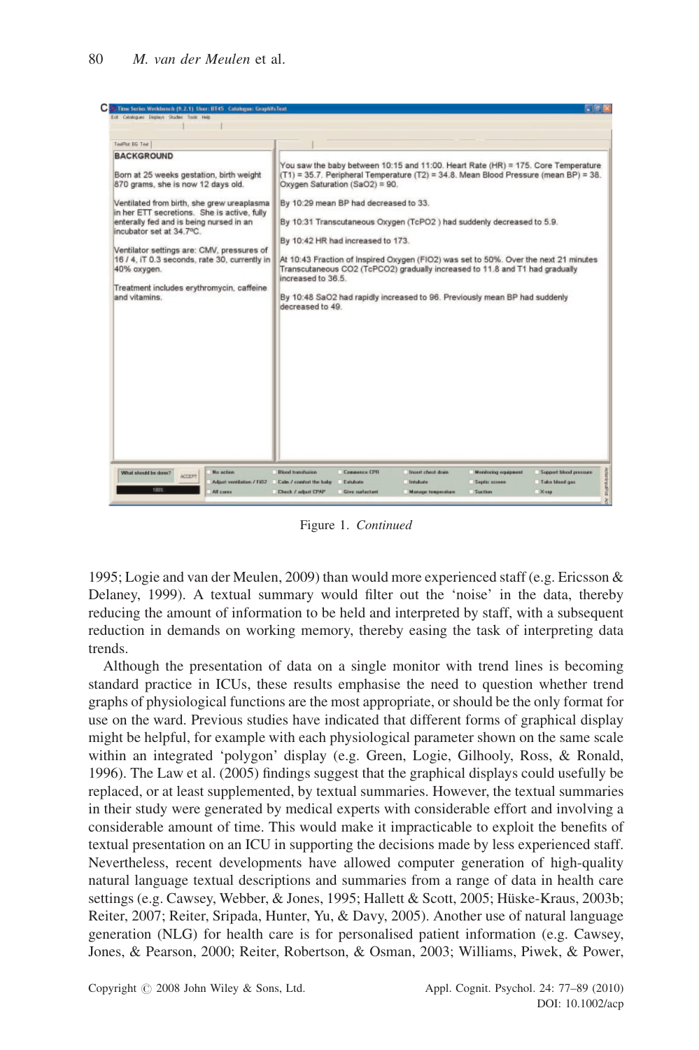Figure 1. *Continued*

1995; Logie and van der Meulen, 2009) than would more experienced staff (e.g. Ericsson & Delaney, 1999). A textual summary would filter out the 'noise' in the data, thereby reducing the amount of information to be held and interpreted by staff, with a subsequent reduction in demands on working memory, thereby easing the task of interpreting data trends.

Although the presentation of data on a single monitor with trend lines is becoming standard practice in ICUs, these results emphasise the need to question whether trend graphs of physiological functions are the most appropriate, or should be the only format for use on the ward. Previous studies have indicated that different forms of graphical display might be helpful, for example with each physiological parameter shown on the same scale within an integrated 'polygon' display (e.g. Green, Logie, Gilhooly, Ross, & Ronald, 1996). The Law et al. (2005) findings suggest that the graphical displays could usefully be replaced, or at least supplemented, by textual summaries. However, the textual summaries in their study were generated by medical experts with considerable effort and involving a considerable amount of time. This would make it impracticable to exploit the benefits of textual presentation on an ICU in supporting the decisions made by less experienced staff. Nevertheless, recent developments have allowed computer generation of high-quality natural language textual descriptions and summaries from a range of data in health care settings (e.g. Cawsey, Webber, & Jones, 1995; Hallett & Scott, 2005; Hüske-Kraus, 2003b; Reiter, 2007; Reiter, Sripada, Hunter, Yu, & Davy, 2005). Another use of natural language generation (NLG) for health care is for personalised patient information (e.g. Cawsey, Jones, & Pearson, 2000; Reiter, Robertson, & Osman, 2003; Williams, Piwek, & Power,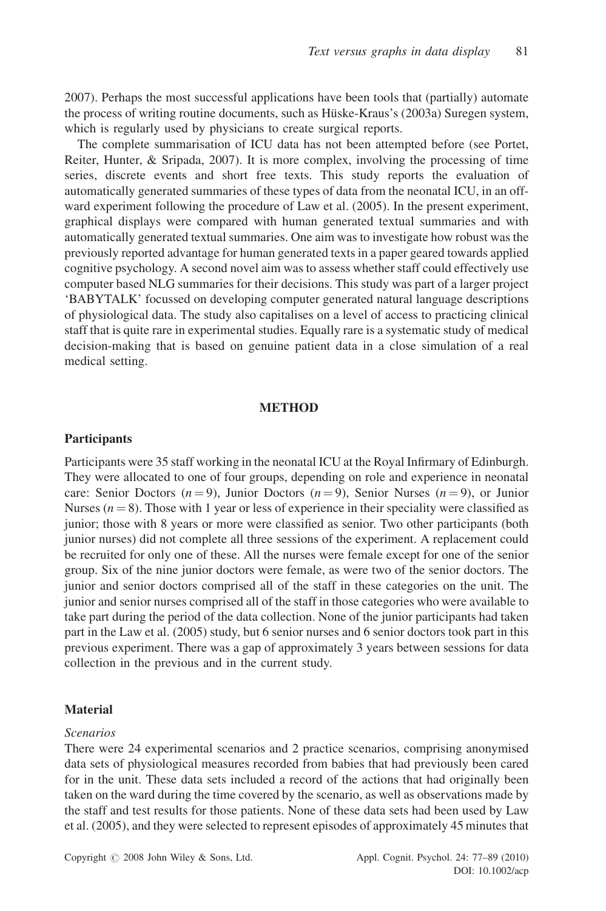2007). Perhaps the most successful applications have been tools that (partially) automate the process of writing routine documents, such as Hüske-Kraus's (2003a) Suregen system, which is regularly used by physicians to create surgical reports.

The complete summarisation of ICU data has not been attempted before (see Portet, Reiter, Hunter, & Sripada, 2007). It is more complex, involving the processing of time series, discrete events and short free texts. This study reports the evaluation of automatically generated summaries of these types of data from the neonatal ICU, in an off-ward experiment following the procedure of Law et al. (2005). In the present experiment, graphical displays were compared with human generated textual summaries and with automatically generated textual summaries. One aim was to investigate how robust was the previously reported advantage for human generated texts in a paper geared towards applied cognitive psychology. A second novel aim was to assess whether staff could effectively use computer based NLG summaries for their decisions. This study was part of a larger project 'BABYTALK' focussed on developing computer generated natural language descriptions of physiological data. The study also capitalises on a level of access to practicing clinical staff that is quite rare in experimental studies. Equally rare is a systematic study of medical decision-making that is based on genuine patient data in a close simulation of a real medical setting.

## METHOD

### Participants

Participants were 35 staff working in the neonatal ICU at the Royal Infirmary of Edinburgh. They were allocated to one of four groups, depending on role and experience in neonatal care: Senior Doctors ($n = 9$), Junior Doctors ($n = 9$), Senior Nurses ($n = 9$), or Junior Nurses ($n = 8$). Those with 1 year or less of experience in their speciality were classified as junior; those with 8 years or more were classified as senior. Two other participants (both junior nurses) did not complete all three sessions of the experiment. A replacement could be recruited for only one of these. All the nurses were female except for one of the senior group. Six of the nine junior doctors were female, as were two of the senior doctors. The junior and senior doctors comprised all of the staff in these categories on the unit. The junior and senior nurses comprised all of the staff in those categories who were available to take part during the period of the data collection. None of the junior participants had taken part in the Law et al. (2005) study, but 6 senior nurses and 6 senior doctors took part in this previous experiment. There was a gap of approximately 3 years between sessions for data collection in the previous and in the current study.

### Material

*Scenarios*

There were 24 experimental scenarios and 2 practice scenarios, comprising anonymised data sets of physiological measures recorded from babies that had previously been cared for in the unit. These data sets included a record of the actions that had originally been taken on the ward during the time covered by the scenario, as well as observations made by the staff and test results for those patients. None of these data sets had been used by Law et al. (2005), and they were selected to represent episodes of approximately 45 minutes that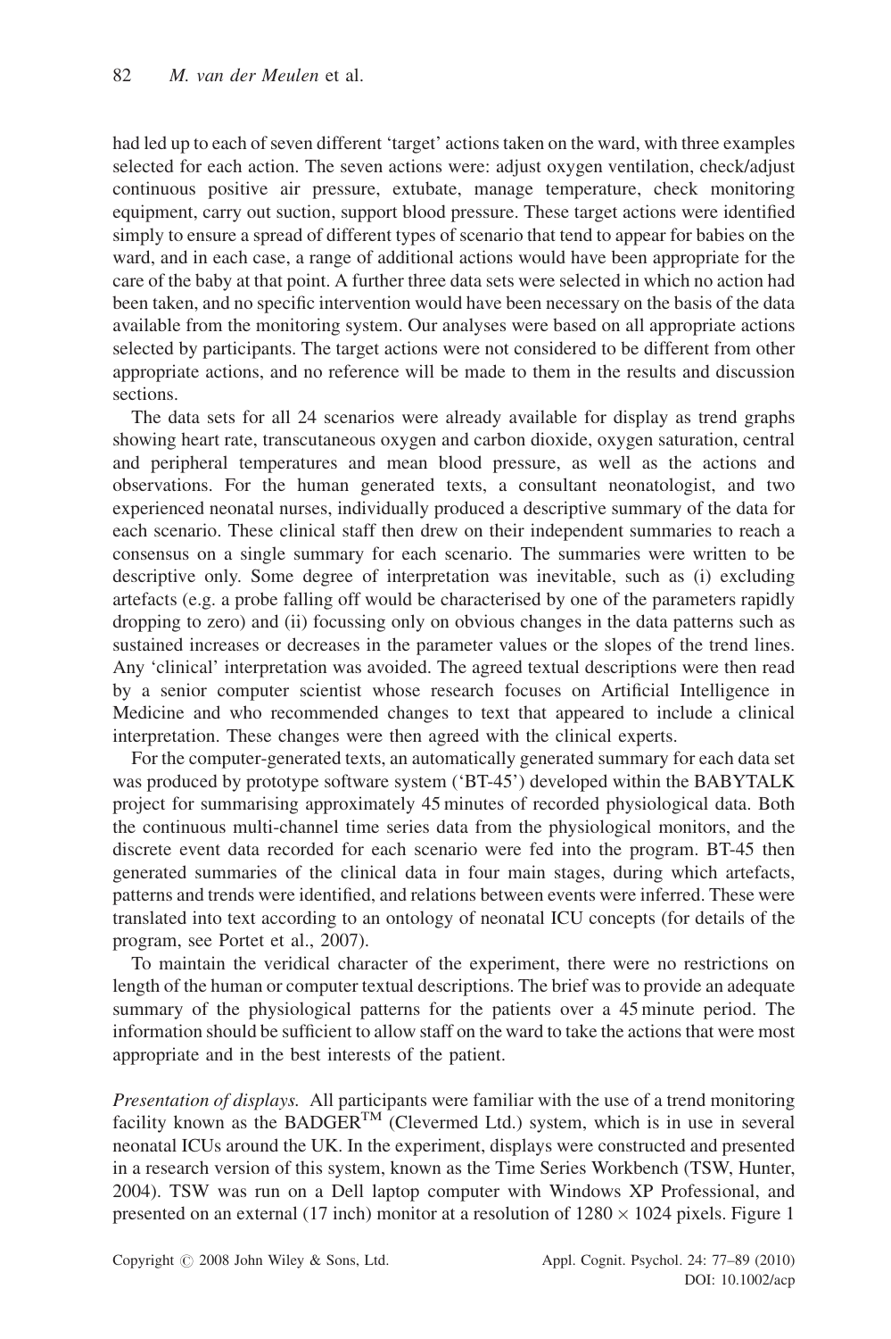had led up to each of seven different 'target' actions taken on the ward, with three examples selected for each action. The seven actions were: adjust oxygen ventilation, check/adjust continuous positive air pressure, extubate, manage temperature, check monitoring equipment, carry out suction, support blood pressure. These target actions were identified simply to ensure a spread of different types of scenario that tend to appear for babies on the ward, and in each case, a range of additional actions would have been appropriate for the care of the baby at that point. A further three data sets were selected in which no action had been taken, and no specific intervention would have been necessary on the basis of the data available from the monitoring system. Our analyses were based on all appropriate actions selected by participants. The target actions were not considered to be different from other appropriate actions, and no reference will be made to them in the results and discussion sections.

The data sets for all 24 scenarios were already available for display as trend graphs showing heart rate, transcutaneous oxygen and carbon dioxide, oxygen saturation, central and peripheral temperatures and mean blood pressure, as well as the actions and observations. For the human generated texts, a consultant neonatologist, and two experienced neonatal nurses, individually produced a descriptive summary of the data for each scenario. These clinical staff then drew on their independent summaries to reach a consensus on a single summary for each scenario. The summaries were written to be descriptive only. Some degree of interpretation was inevitable, such as (i) excluding artefacts (e.g. a probe falling off would be characterised by one of the parameters rapidly dropping to zero) and (ii) focussing only on obvious changes in the data patterns such as sustained increases or decreases in the parameter values or the slopes of the trend lines. Any 'clinical' interpretation was avoided. The agreed textual descriptions were then read by a senior computer scientist whose research focuses on Artificial Intelligence in Medicine and who recommended changes to text that appeared to include a clinical interpretation. These changes were then agreed with the clinical experts.

For the computer-generated texts, an automatically generated summary for each data set was produced by prototype software system ('BT-45') developed within the BABYTALK project for summarising approximately 45 minutes of recorded physiological data. Both the continuous multi-channel time series data from the physiological monitors, and the discrete event data recorded for each scenario were fed into the program. BT-45 then generated summaries of the clinical data in four main stages, during which artefacts, patterns and trends were identified, and relations between events were inferred. These were translated into text according to an ontology of neonatal ICU concepts (for details of the program, see Portet et al., 2007).

To maintain the veridical character of the experiment, there were no restrictions on length of the human or computer textual descriptions. The brief was to provide an adequate summary of the physiological patterns for the patients over a 45 minute period. The information should be sufficient to allow staff on the ward to take the actions that were most appropriate and in the best interests of the patient.

*Presentation of displays.* All participants were familiar with the use of a trend monitoring facility known as the BADGER™ (Clevermed Ltd.) system, which is in use in several neonatal ICUs around the UK. In the experiment, displays were constructed and presented in a research version of this system, known as the Time Series Workbench (TSW, Hunter, 2004). TSW was run on a Dell laptop computer with Windows XP Professional, and presented on an external (17 inch) monitor at a resolution of $1280 \times 1024$ pixels. Figure 1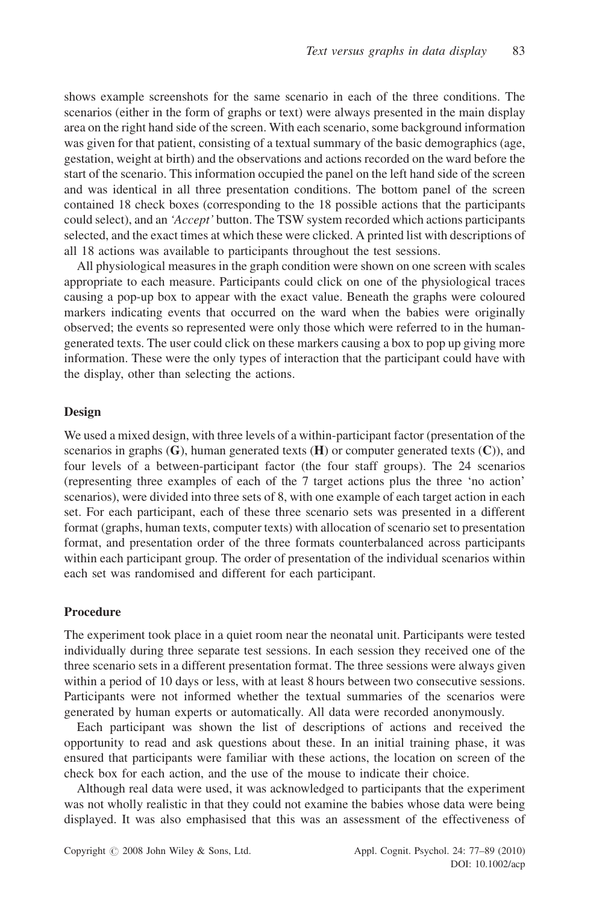shows example screenshots for the same scenario in each of the three conditions. The scenarios (either in the form of graphs or text) were always presented in the main display area on the right hand side of the screen. With each scenario, some background information was given for that patient, consisting of a textual summary of the basic demographics (age, gestation, weight at birth) and the observations and actions recorded on the ward before the start of the scenario. This information occupied the panel on the left hand side of the screen and was identical in all three presentation conditions. The bottom panel of the screen contained 18 check boxes (corresponding to the 18 possible actions that the participants could select), and an *'Accept'* button. The TSW system recorded which actions participants selected, and the exact times at which these were clicked. A printed list with descriptions of all 18 actions was available to participants throughout the test sessions.

All physiological measures in the graph condition were shown on one screen with scales appropriate to each measure. Participants could click on one of the physiological traces causing a pop-up box to appear with the exact value. Beneath the graphs were coloured markers indicating events that occurred on the ward when the babies were originally observed; the events so represented were only those which were referred to in the human-generated texts. The user could click on these markers causing a box to pop up giving more information. These were the only types of interaction that the participant could have with the display, other than selecting the actions.

## Design

We used a mixed design, with three levels of a within-participant factor (presentation of the scenarios in graphs (**G**), human generated texts (**H**) or computer generated texts (**C**)), and four levels of a between-participant factor (the four staff groups). The 24 scenarios (representing three examples of each of the 7 target actions plus the three 'no action' scenarios), were divided into three sets of 8, with one example of each target action in each set. For each participant, each of these three scenario sets was presented in a different format (graphs, human texts, computer texts) with allocation of scenario set to presentation format, and presentation order of the three formats counterbalanced across participants within each participant group. The order of presentation of the individual scenarios within each set was randomised and different for each participant.

## Procedure

The experiment took place in a quiet room near the neonatal unit. Participants were tested individually during three separate test sessions. In each session they received one of the three scenario sets in a different presentation format. The three sessions were always given within a period of 10 days or less, with at least 8 hours between two consecutive sessions. Participants were not informed whether the textual summaries of the scenarios were generated by human experts or automatically. All data were recorded anonymously.

Each participant was shown the list of descriptions of actions and received the opportunity to read and ask questions about these. In an initial training phase, it was ensured that participants were familiar with these actions, the location on screen of the check box for each action, and the use of the mouse to indicate their choice.

Although real data were used, it was acknowledged to participants that the experiment was not wholly realistic in that they could not examine the babies whose data were being displayed. It was also emphasised that this was an assessment of the effectiveness of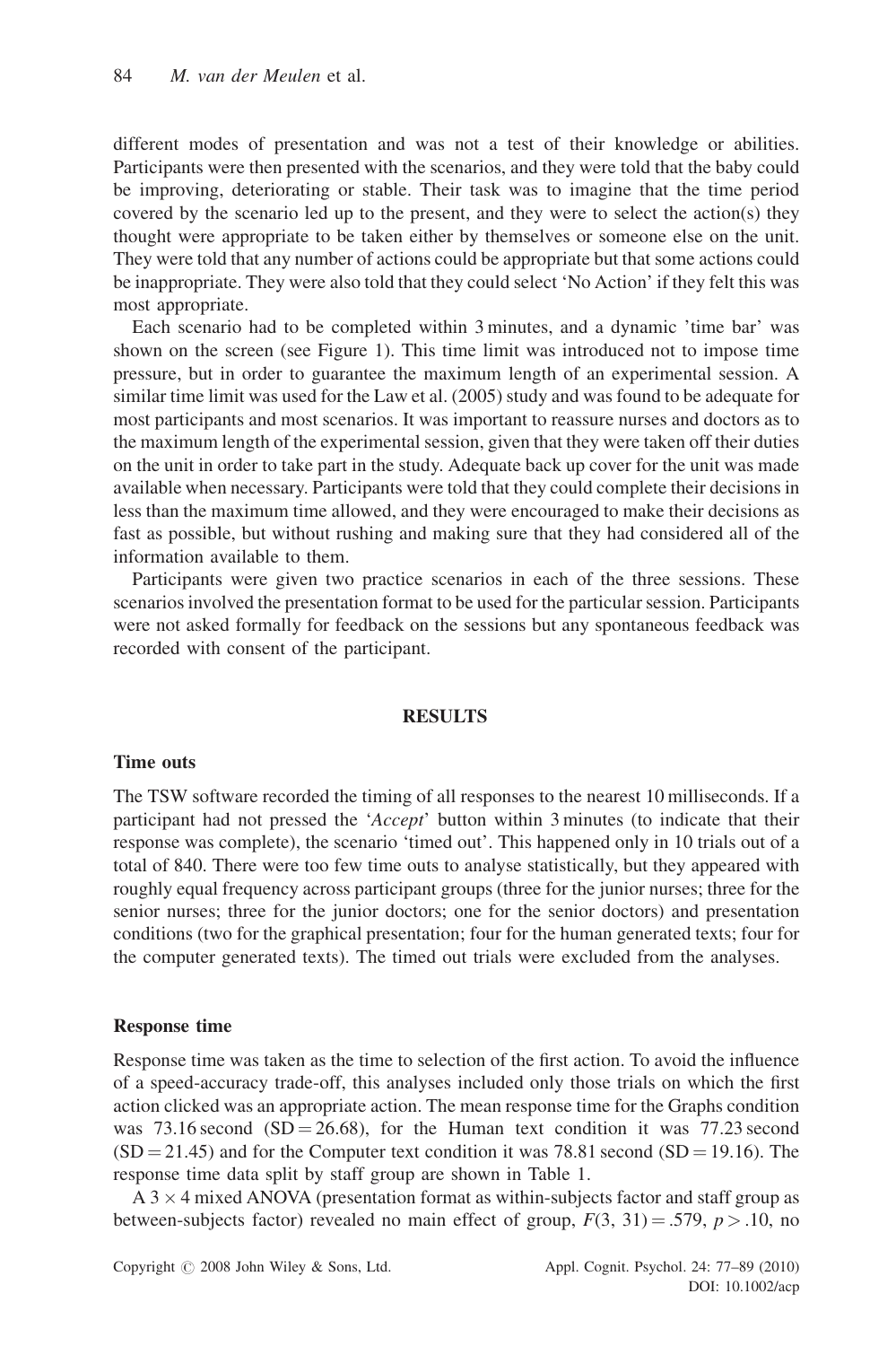different modes of presentation and was not a test of their knowledge or abilities. Participants were then presented with the scenarios, and they were told that the baby could be improving, deteriorating or stable. Their task was to imagine that the time period covered by the scenario led up to the present, and they were to select the action(s) they thought were appropriate to be taken either by themselves or someone else on the unit. They were told that any number of actions could be appropriate but that some actions could be inappropriate. They were also told that they could select 'No Action' if they felt this was most appropriate.

Each scenario had to be completed within 3 minutes, and a dynamic 'time bar' was shown on the screen (see Figure 1). This time limit was introduced not to impose time pressure, but in order to guarantee the maximum length of an experimental session. A similar time limit was used for the Law et al. (2005) study and was found to be adequate for most participants and most scenarios. It was important to reassure nurses and doctors as to the maximum length of the experimental session, given that they were taken off their duties on the unit in order to take part in the study. Adequate back up cover for the unit was made available when necessary. Participants were told that they could complete their decisions in less than the maximum time allowed, and they were encouraged to make their decisions as fast as possible, but without rushing and making sure that they had considered all of the information available to them.

Participants were given two practice scenarios in each of the three sessions. These scenarios involved the presentation format to be used for the particular session. Participants were not asked formally for feedback on the sessions but any spontaneous feedback was recorded with consent of the participant.

## RESULTS

### Time outs

The TSW software recorded the timing of all responses to the nearest 10 milliseconds. If a participant had not pressed the '*Accept*' button within 3 minutes (to indicate that their response was complete), the scenario 'timed out'. This happened only in 10 trials out of a total of 840. There were too few time outs to analyse statistically, but they appeared with roughly equal frequency across participant groups (three for the junior nurses; three for the senior nurses; three for the junior doctors; one for the senior doctors) and presentation conditions (two for the graphical presentation; four for the human generated texts; four for the computer generated texts). The timed out trials were excluded from the analyses.

### Response time

Response time was taken as the time to selection of the first action. To avoid the influence of a speed-accuracy trade-off, this analyses included only those trials on which the first action clicked was an appropriate action. The mean response time for the Graphs condition was 73.16 second ($SD = 26.68$), for the Human text condition it was 77.23 second ($SD = 21.45$) and for the Computer text condition it was 78.81 second ($SD = 19.16$). The response time data split by staff group are shown in Table 1.

A $3 \times 4$ mixed ANOVA (presentation format as within-subjects factor and staff group as between-subjects factor) revealed no main effect of group, $F(3, 31) = .579$, $p > .10$, no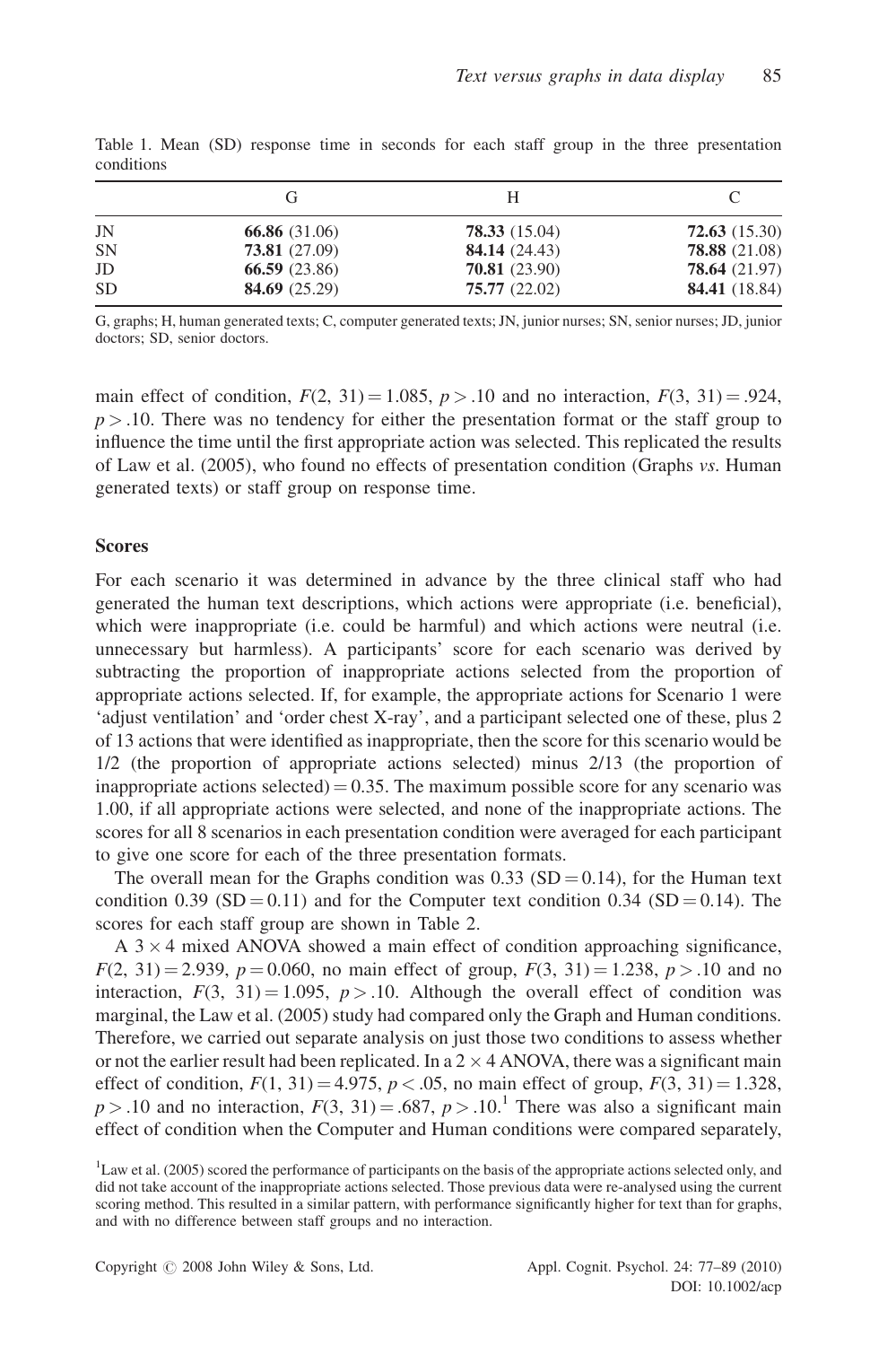Table 1. Mean (SD) response time in seconds for each staff group in the three presentation conditions

| | G | H | C |
|---|---|---|---|
| JN | **66.86** (31.06) | **78.33** (15.04) | **72.63** (15.30) |
| SN | **73.81** (27.09) | **84.14** (24.43) | **78.88** (21.08) |
| JD | **66.59** (23.86) | **70.81** (23.90) | **78.64** (21.97) |
| SD | **84.69** (25.29) | **75.77** (22.02) | **84.41** (18.84) |

G, graphs; H, human generated texts; C, computer generated texts; JN, junior nurses; SN, senior nurses; JD, junior doctors; SD, senior doctors.

main effect of condition, $F(2, 31) = 1.085$, $p > .10$ and no interaction, $F(3, 31) = .924$, $p > .10$. There was no tendency for either the presentation format or the staff group to influence the time until the first appropriate action was selected. This replicated the results of Law et al. (2005), who found no effects of presentation condition (Graphs *vs*. Human generated texts) or staff group on response time.

### Scores

For each scenario it was determined in advance by the three clinical staff who had generated the human text descriptions, which actions were appropriate (i.e. beneficial), which were inappropriate (i.e. could be harmful) and which actions were neutral (i.e. unnecessary but harmless). A participants' score for each scenario was derived by subtracting the proportion of inappropriate actions selected from the proportion of appropriate actions selected. If, for example, the appropriate actions for Scenario 1 were 'adjust ventilation' and 'order chest X-ray', and a participant selected one of these, plus 2 of 13 actions that were identified as inappropriate, then the score for this scenario would be 1/2 (the proportion of appropriate actions selected) minus 2/13 (the proportion of inappropriate actions selected) = 0.35. The maximum possible score for any scenario was 1.00, if all appropriate actions were selected, and none of the inappropriate actions. The scores for all 8 scenarios in each presentation condition were averaged for each participant to give one score for each of the three presentation formats.

The overall mean for the Graphs condition was 0.33 (SD = 0.14), for the Human text condition 0.39 (SD = 0.11) and for the Computer text condition 0.34 (SD = 0.14). The scores for each staff group are shown in Table 2.

A $3 \times 4$ mixed ANOVA showed a main effect of condition approaching significance, $F(2, 31) = 2.939$, $p = 0.060$, no main effect of group, $F(3, 31) = 1.238$, $p > .10$ and no interaction, $F(3, 31) = 1.095$, $p > .10$. Although the overall effect of condition was marginal, the Law et al. (2005) study had compared only the Graph and Human conditions. Therefore, we carried out separate analysis on just those two conditions to assess whether or not the earlier result had been replicated. In a $2 \times 4$ ANOVA, there was a significant main effect of condition, $F(1, 31) = 4.975$, $p < .05$, no main effect of group, $F(3, 31) = 1.328$, $p > .10$ and no interaction, $F(3, 31) = .687$, $p > .10$.[1] There was also a significant main effect of condition when the Computer and Human conditions were compared separately,

[1] Law et al. (2005) scored the performance of participants on the basis of the appropriate actions selected only, and did not take account of the inappropriate actions selected. Those previous data were re-analysed using the current scoring method. This resulted in a similar pattern, with performance significantly higher for text than for graphs, and with no difference between staff groups and no interaction.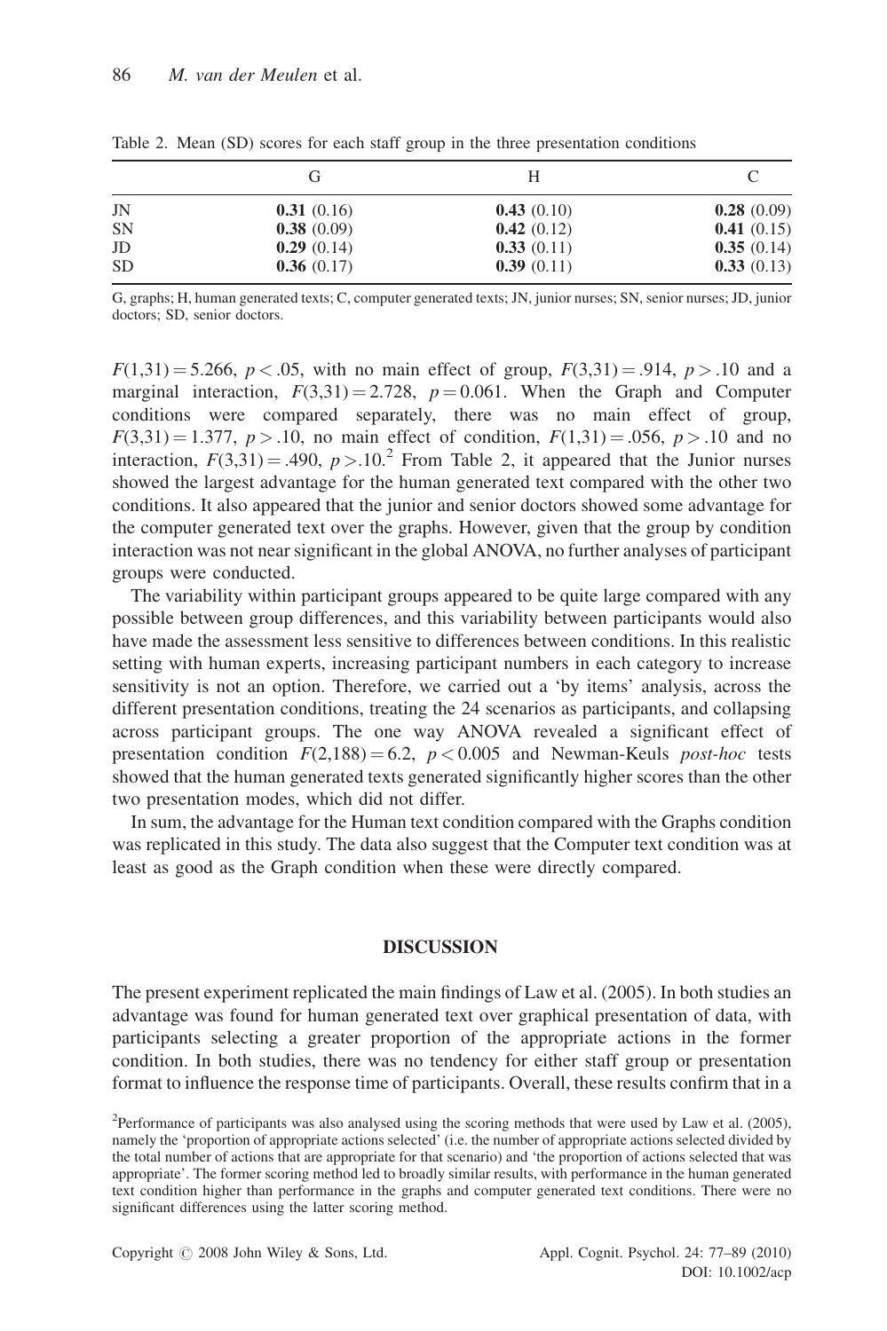Table 2. Mean (SD) scores for each staff group in the three presentation conditions

| | G | H | C |
|---|---|---|---|
| JN | **0.31** (0.16) | **0.43** (0.10) | **0.28** (0.09) |
| SN | **0.38** (0.09) | **0.42** (0.12) | **0.41** (0.15) |
| JD | **0.29** (0.14) | **0.33** (0.11) | **0.35** (0.14) |
| SD | **0.36** (0.17) | **0.39** (0.11) | **0.33** (0.13) |

G, graphs; H, human generated texts; C, computer generated texts; JN, junior nurses; SN, senior nurses; JD, junior doctors; SD, senior doctors.

$F(1,31) = 5.266$, $p < .05$, with no main effect of group, $F(3,31) = .914$, $p > .10$ and a marginal interaction, $F(3,31) = 2.728$, $p = 0.061$. When the Graph and Computer conditions were compared separately, there was no main effect of group, $F(3,31) = 1.377$, $p > .10$, no main effect of condition, $F(1,31) = .056$, $p > .10$ and no interaction, $F(3,31) = .490$, $p > .10$.[2] From Table 2, it appeared that the Junior nurses showed the largest advantage for the human generated text compared with the other two conditions. It also appeared that the junior and senior doctors showed some advantage for the computer generated text over the graphs. However, given that the group by condition interaction was not near significant in the global ANOVA, no further analyses of participant groups were conducted.

The variability within participant groups appeared to be quite large compared with any possible between group differences, and this variability between participants would also have made the assessment less sensitive to differences between conditions. In this realistic setting with human experts, increasing participant numbers in each category to increase sensitivity is not an option. Therefore, we carried out a 'by items' analysis, across the different presentation conditions, treating the 24 scenarios as participants, and collapsing across participant groups. The one way ANOVA revealed a significant effect of presentation condition $F(2,188) = 6.2$, $p < 0.005$ and Newman-Keuls *post-hoc* tests showed that the human generated texts generated significantly higher scores than the other two presentation modes, which did not differ.

In sum, the advantage for the Human text condition compared with the Graphs condition was replicated in this study. The data also suggest that the Computer text condition was at least as good as the Graph condition when these were directly compared.

## DISCUSSION

The present experiment replicated the main findings of Law et al. (2005). In both studies an advantage was found for human generated text over graphical presentation of data, with participants selecting a greater proportion of the appropriate actions in the former condition. In both studies, there was no tendency for either staff group or presentation format to influence the response time of participants. Overall, these results confirm that in a

[2]Performance of participants was also analysed using the scoring methods that were used by Law et al. (2005), namely the 'proportion of appropriate actions selected' (i.e. the number of appropriate actions selected divided by the total number of actions that are appropriate for that scenario) and 'the proportion of actions selected that was appropriate'. The former scoring method led to broadly similar results, with performance in the human generated text condition higher than performance in the graphs and computer generated text conditions. There were no significant differences using the latter scoring method.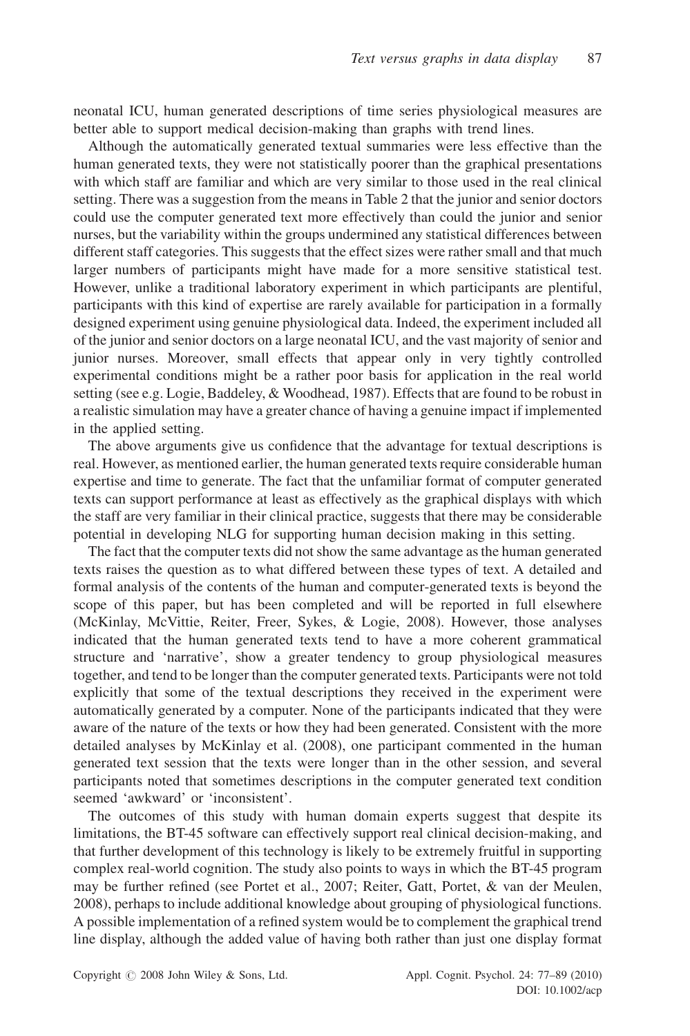neonatal ICU, human generated descriptions of time series physiological measures are better able to support medical decision-making than graphs with trend lines.

Although the automatically generated textual summaries were less effective than the human generated texts, they were not statistically poorer than the graphical presentations with which staff are familiar and which are very similar to those used in the real clinical setting. There was a suggestion from the means in Table 2 that the junior and senior doctors could use the computer generated text more effectively than could the junior and senior nurses, but the variability within the groups undermined any statistical differences between different staff categories. This suggests that the effect sizes were rather small and that much larger numbers of participants might have made for a more sensitive statistical test. However, unlike a traditional laboratory experiment in which participants are plentiful, participants with this kind of expertise are rarely available for participation in a formally designed experiment using genuine physiological data. Indeed, the experiment included all of the junior and senior doctors on a large neonatal ICU, and the vast majority of senior and junior nurses. Moreover, small effects that appear only in very tightly controlled experimental conditions might be a rather poor basis for application in the real world setting (see e.g. Logie, Baddeley, & Woodhead, 1987). Effects that are found to be robust in a realistic simulation may have a greater chance of having a genuine impact if implemented in the applied setting.

The above arguments give us confidence that the advantage for textual descriptions is real. However, as mentioned earlier, the human generated texts require considerable human expertise and time to generate. The fact that the unfamiliar format of computer generated texts can support performance at least as effectively as the graphical displays with which the staff are very familiar in their clinical practice, suggests that there may be considerable potential in developing NLG for supporting human decision making in this setting.

The fact that the computer texts did not show the same advantage as the human generated texts raises the question as to what differed between these types of text. A detailed and formal analysis of the contents of the human and computer-generated texts is beyond the scope of this paper, but has been completed and will be reported in full elsewhere (McKinlay, McVittie, Reiter, Freer, Sykes, & Logie, 2008). However, those analyses indicated that the human generated texts tend to have a more coherent grammatical structure and 'narrative', show a greater tendency to group physiological measures together, and tend to be longer than the computer generated texts. Participants were not told explicitly that some of the textual descriptions they received in the experiment were automatically generated by a computer. None of the participants indicated that they were aware of the nature of the texts or how they had been generated. Consistent with the more detailed analyses by McKinlay et al. (2008), one participant commented in the human generated text session that the texts were longer than in the other session, and several participants noted that sometimes descriptions in the computer generated text condition seemed 'awkward' or 'inconsistent'.

The outcomes of this study with human domain experts suggest that despite its limitations, the BT-45 software can effectively support real clinical decision-making, and that further development of this technology is likely to be extremely fruitful in supporting complex real-world cognition. The study also points to ways in which the BT-45 program may be further refined (see Portet et al., 2007; Reiter, Gatt, Portet, & van der Meulen, 2008), perhaps to include additional knowledge about grouping of physiological functions. A possible implementation of a refined system would be to complement the graphical trend line display, although the added value of having both rather than just one display format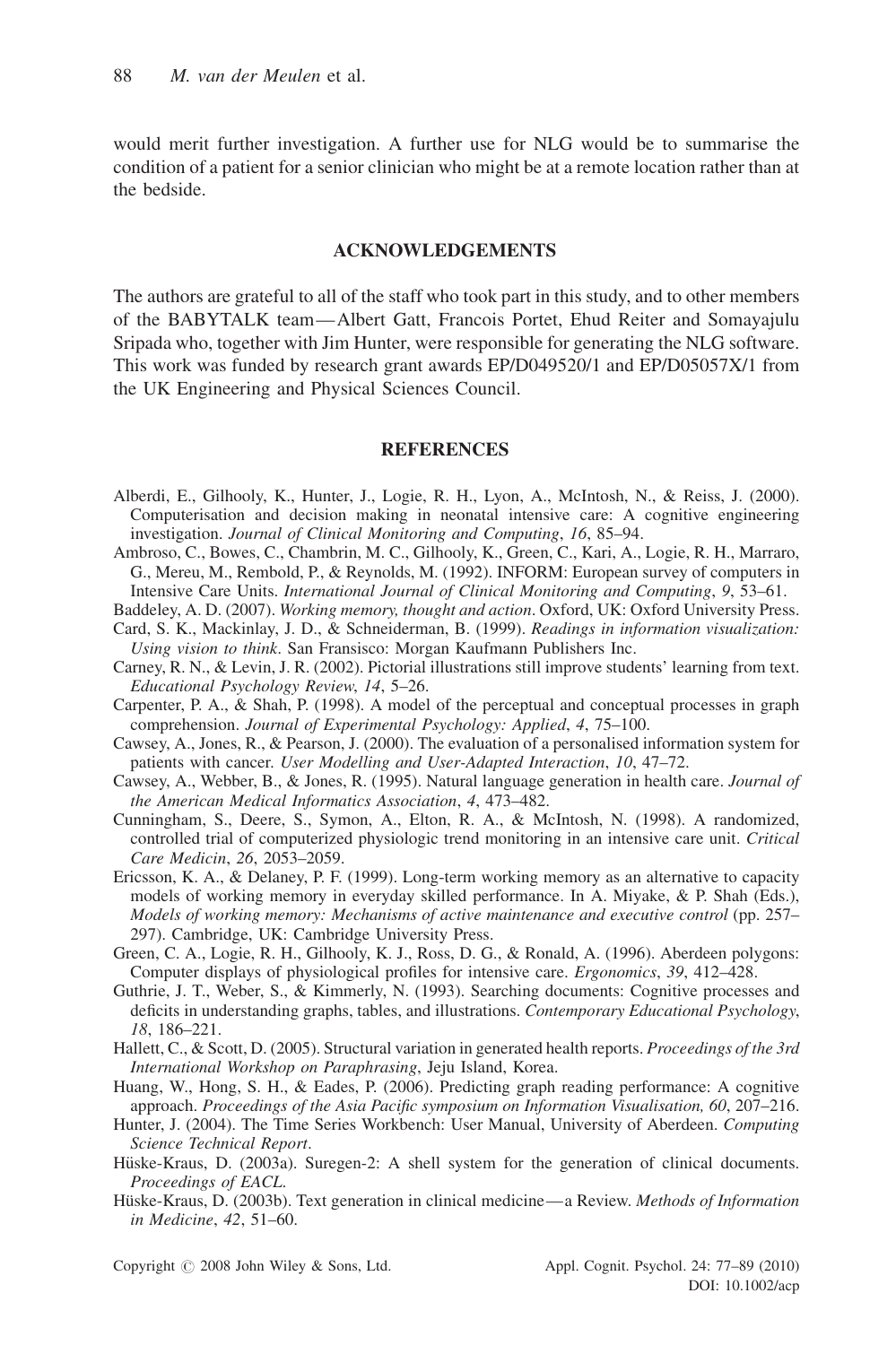would merit further investigation. A further use for NLG would be to summarise the condition of a patient for a senior clinician who might be at a remote location rather than at the bedside.

## ACKNOWLEDGEMENTS

The authors are grateful to all of the staff who took part in this study, and to other members of the BABYTALK team—Albert Gatt, Francois Portet, Ehud Reiter and Somayajulu Sripada who, together with Jim Hunter, were responsible for generating the NLG software. This work was funded by research grant awards EP/D049520/1 and EP/D05057X/1 from the UK Engineering and Physical Sciences Council.

## REFERENCES

Alberdi, E., Gilhooly, K., Hunter, J., Logie, R. H., Lyon, A., McIntosh, N., & Reiss, J. (2000). Computerisation and decision making in neonatal intensive care: A cognitive engineering investigation. *Journal of Clinical Monitoring and Computing*, *16*, 85–94.

Ambroso, C., Bowes, C., Chambrin, M. C., Gilhooly, K., Green, C., Kari, A., Logie, R. H., Marraro, G., Mereu, M., Rembold, P., & Reynolds, M. (1992). INFORM: European survey of computers in Intensive Care Units. *International Journal of Clinical Monitoring and Computing*, *9*, 53–61.

Baddeley, A. D. (2007). *Working memory, thought and action*. Oxford, UK: Oxford University Press.

Card, S. K., Mackinlay, J. D., & Schneiderman, B. (1999). *Readings in information visualization: Using vision to think*. San Fransisco: Morgan Kaufmann Publishers Inc.

Carney, R. N., & Levin, J. R. (2002). Pictorial illustrations still improve students' learning from text. *Educational Psychology Review*, *14*, 5–26.

Carpenter, P. A., & Shah, P. (1998). A model of the perceptual and conceptual processes in graph comprehension. *Journal of Experimental Psychology: Applied*, *4*, 75–100.

Cawsey, A., Jones, R., & Pearson, J. (2000). The evaluation of a personalised information system for patients with cancer. *User Modelling and User-Adapted Interaction*, *10*, 47–72.

Cawsey, A., Webber, B., & Jones, R. (1995). Natural language generation in health care. *Journal of the American Medical Informatics Association*, *4*, 473–482.

Cunningham, S., Deere, S., Symon, A., Elton, R. A., & McIntosh, N. (1998). A randomized, controlled trial of computerized physiologic trend monitoring in an intensive care unit. *Critical Care Medicin*, *26*, 2053–2059.

Ericsson, K. A., & Delaney, P. F. (1999). Long-term working memory as an alternative to capacity models of working memory in everyday skilled performance. In A. Miyake, & P. Shah (Eds.), *Models of working memory: Mechanisms of active maintenance and executive control* (pp. 257–297). Cambridge, UK: Cambridge University Press.

Green, C. A., Logie, R. H., Gilhooly, K. J., Ross, D. G., & Ronald, A. (1996). Aberdeen polygons: Computer displays of physiological profiles for intensive care. *Ergonomics*, *39*, 412–428.

Guthrie, J. T., Weber, S., & Kimmerly, N. (1993). Searching documents: Cognitive processes and deficits in understanding graphs, tables, and illustrations. *Contemporary Educational Psychology*, *18*, 186–221.

Hallett, C., & Scott, D. (2005). Structural variation in generated health reports. *Proceedings of the 3rd International Workshop on Paraphrasing*, Jeju Island, Korea.

Huang, W., Hong, S. H., & Eades, P. (2006). Predicting graph reading performance: A cognitive approach. *Proceedings of the Asia Pacific symposium on Information Visualisation, 60*, 207–216.

Hunter, J. (2004). The Time Series Workbench: User Manual, University of Aberdeen. *Computing Science Technical Report*.

Hüske-Kraus, D. (2003a). Suregen-2: A shell system for the generation of clinical documents. *Proceedings of EACL*.

Hüske-Kraus, D. (2003b). Text generation in clinical medicine—a Review. *Methods of Information in Medicine*, *42*, 51–60.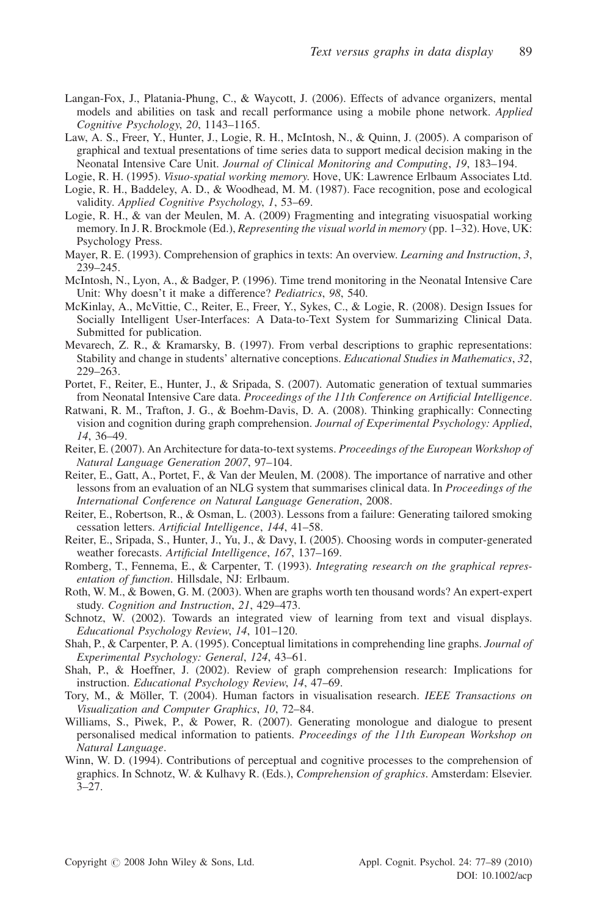Langan-Fox, J., Platania-Phung, C., & Waycott, J. (2006). Effects of advance organizers, mental models and abilities on task and recall performance using a mobile phone network. *Applied Cognitive Psychology*, *20*, 1143–1165.

Law, A. S., Freer, Y., Hunter, J., Logie, R. H., McIntosh, N., & Quinn, J. (2005). A comparison of graphical and textual presentations of time series data to support medical decision making in the Neonatal Intensive Care Unit. *Journal of Clinical Monitoring and Computing*, *19*, 183–194.

Logie, R. H. (1995). *Visuo-spatial working memory*. Hove, UK: Lawrence Erlbaum Associates Ltd.

Logie, R. H., Baddeley, A. D., & Woodhead, M. M. (1987). Face recognition, pose and ecological validity. *Applied Cognitive Psychology*, *1*, 53–69.

Logie, R. H., & van der Meulen, M. A. (2009) Fragmenting and integrating visuospatial working memory. In J. R. Brockmole (Ed.), *Representing the visual world in memory* (pp. 1–32). Hove, UK: Psychology Press.

Mayer, R. E. (1993). Comprehension of graphics in texts: An overview. *Learning and Instruction*, *3*, 239–245.

McIntosh, N., Lyon, A., & Badger, P. (1996). Time trend monitoring in the Neonatal Intensive Care Unit: Why doesn't it make a difference? *Pediatrics*, *98*, 540.

McKinlay, A., McVittie, C., Reiter, E., Freer, Y., Sykes, C., & Logie, R. (2008). Design Issues for Socially Intelligent User-Interfaces: A Data-to-Text System for Summarizing Clinical Data. Submitted for publication.

Mevarech, Z. R., & Kramarsky, B. (1997). From verbal descriptions to graphic representations: Stability and change in students' alternative conceptions. *Educational Studies in Mathematics*, *32*, 229–263.

Portet, F., Reiter, E., Hunter, J., & Sripada, S. (2007). Automatic generation of textual summaries from Neonatal Intensive Care data. *Proceedings of the 11th Conference on Artificial Intelligence*.

Ratwani, R. M., Trafton, J. G., & Boehm-Davis, D. A. (2008). Thinking graphically: Connecting vision and cognition during graph comprehension. *Journal of Experimental Psychology: Applied*, *14*, 36–49.

Reiter, E. (2007). An Architecture for data-to-text systems. *Proceedings of the European Workshop of Natural Language Generation 2007*, 97–104.

Reiter, E., Gatt, A., Portet, F., & Van der Meulen, M. (2008). The importance of narrative and other lessons from an evaluation of an NLG system that summarises clinical data. In *Proceedings of the International Conference on Natural Language Generation*, 2008.

Reiter, E., Robertson, R., & Osman, L. (2003). Lessons from a failure: Generating tailored smoking cessation letters. *Artificial Intelligence*, *144*, 41–58.

Reiter, E., Sripada, S., Hunter, J., Yu, J., & Davy, I. (2005). Choosing words in computer-generated weather forecasts. *Artificial Intelligence*, *167*, 137–169.

Romberg, T., Fennema, E., & Carpenter, T. (1993). *Integrating research on the graphical representation of function*. Hillsdale, NJ: Erlbaum.

Roth, W. M., & Bowen, G. M. (2003). When are graphs worth ten thousand words? An expert-expert study. *Cognition and Instruction*, *21*, 429–473.

Schnotz, W. (2002). Towards an integrated view of learning from text and visual displays. *Educational Psychology Review*, *14*, 101–120.

Shah, P., & Carpenter, P. A. (1995). Conceptual limitations in comprehending line graphs. *Journal of Experimental Psychology: General*, *124*, 43–61.

Shah, P., & Hoeffner, J. (2002). Review of graph comprehension research: Implications for instruction. *Educational Psychology Review*, *14*, 47–69.

Tory, M., & Möller, T. (2004). Human factors in visualisation research. *IEEE Transactions on Visualization and Computer Graphics*, *10*, 72–84.

Williams, S., Piwek, P., & Power, R. (2007). Generating monologue and dialogue to present personalised medical information to patients. *Proceedings of the 11th European Workshop on Natural Language*.

Winn, W. D. (1994). Contributions of perceptual and cognitive processes to the comprehension of graphics. In Schnotz, W. & Kulhavy R. (Eds.), *Comprehension of graphics*. Amsterdam: Elsevier. 3–27.